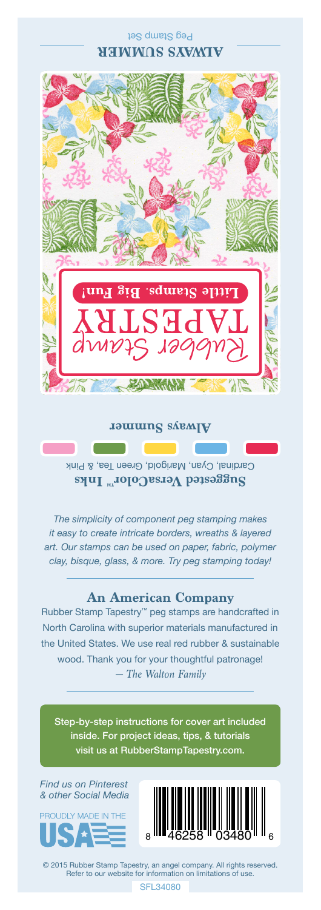ALWAYS SUMMER

Peg Stamp Set

Rubber Stamp
TAPESTRY
Little Stamps. Big Fun!

**Always Summer**

**Suggested VersaColor™ Inks**

Cardinal, Cyan, Marigold, Green Tea, & Pink

*The simplicity of component peg stamping makes it easy to create intricate borders, wreaths & layered art. Our stamps can be used on paper, fabric, polymer clay, bisque, glass, & more. Try peg stamping today!*

## An American Company

Rubber Stamp Tapestry™ peg stamps are handcrafted in North Carolina with superior materials manufactured in the United States. We use real red rubber & sustainable wood. Thank you for your thoughtful patronage!
*— The Walton Family*

Step-by-step instructions for cover art included inside. For project ideas, tips, & tutorials visit us at RubberStampTapestry.com.

*Find us on Pinterest & other Social Media*

PROUDLY MADE IN THE USA

8 46258 03480 6

© 2015 Rubber Stamp Tapestry, an angel company. All rights reserved. Refer to our website for information on limitations of use.

SFL34080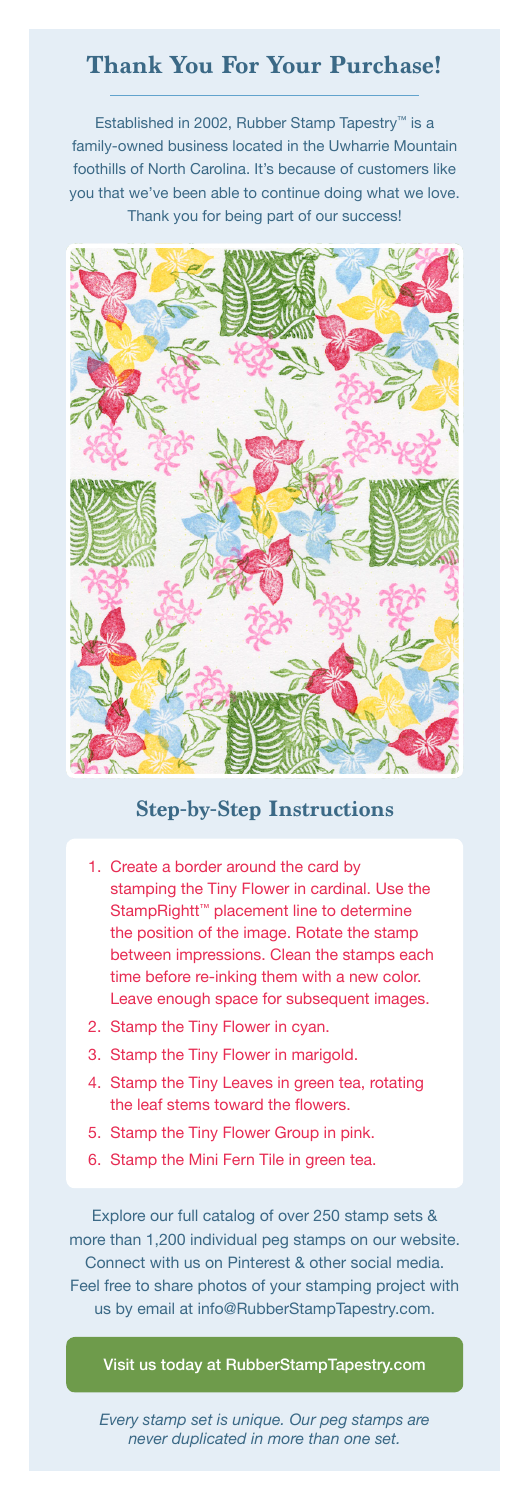## Thank You For Your Purchase!

Established in 2002, Rubber Stamp Tapestry™ is a family-owned business located in the Uwharrie Mountain foothills of North Carolina. It's because of customers like you that we've been able to continue doing what we love. Thank you for being part of our success!

## Step-by-Step Instructions

1. Create a border around the card by stamping the Tiny Flower in cardinal. Use the StampRightt™ placement line to determine the position of the image. Rotate the stamp between impressions. Clean the stamps each time before re-inking them with a new color. Leave enough space for subsequent images.
2. Stamp the Tiny Flower in cyan.
3. Stamp the Tiny Flower in marigold.
4. Stamp the Tiny Leaves in green tea, rotating the leaf stems toward the flowers.
5. Stamp the Tiny Flower Group in pink.
6. Stamp the Mini Fern Tile in green tea.

Explore our full catalog of over 250 stamp sets & more than 1,200 individual peg stamps on our website. Connect with us on Pinterest & other social media. Feel free to share photos of your stamping project with us by email at info@RubberStampTapestry.com.

Visit us today at RubberStampTapestry.com

*Every stamp set is unique. Our peg stamps are never duplicated in more than one set.*